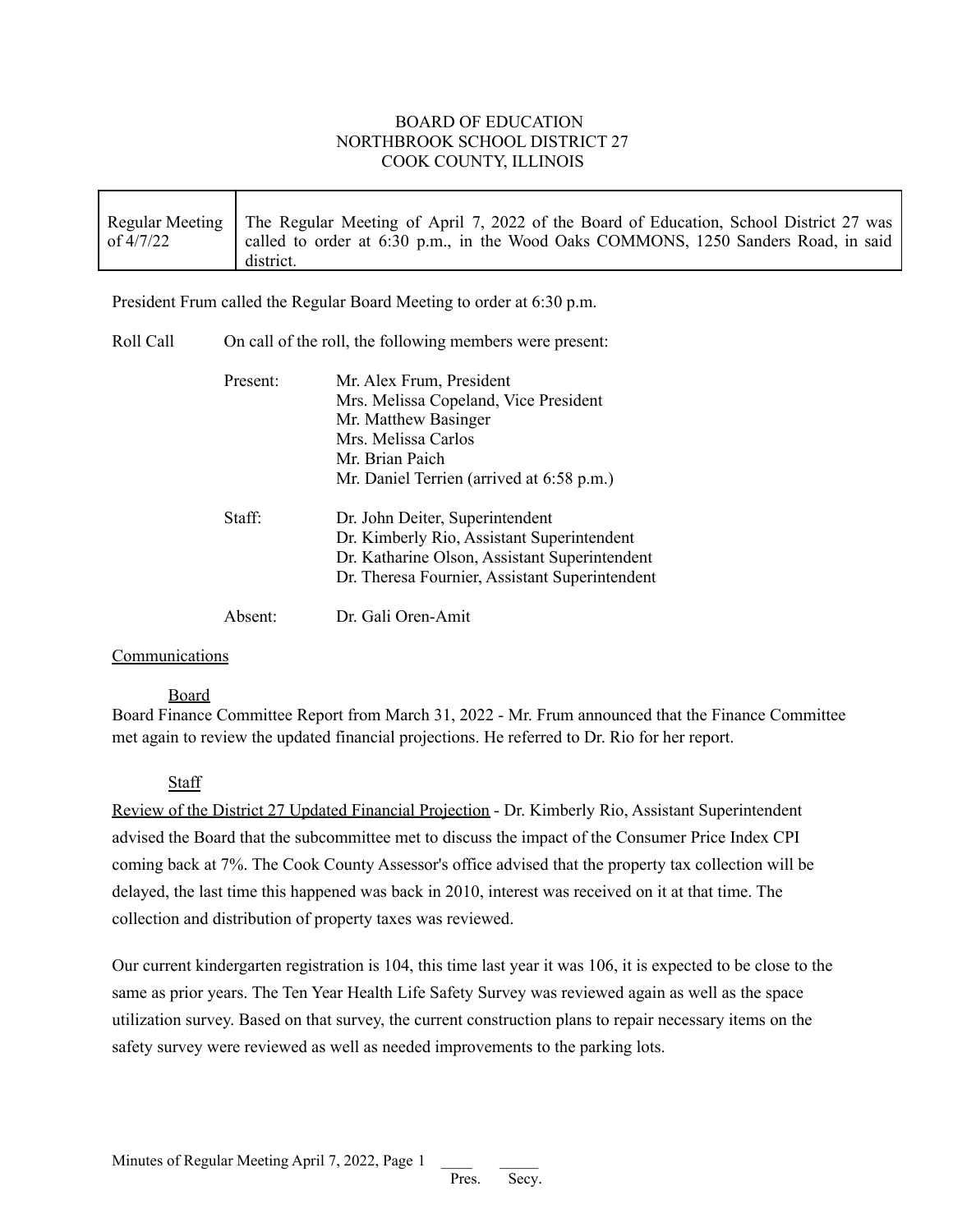# BOARD OF EDUCATION
# NORTHBROOK SCHOOL DISTRICT 27
# COOK COUNTY, ILLINOIS

| Regular Meeting of 4/7/22 | The Regular Meeting of April 7, 2022 of the Board of Education, School District 27 was called to order at 6:30 p.m., in the Wood Oaks COMMONS, 1250 Sanders Road, in said district. |
|---|---|

President Frum called the Regular Board Meeting to order at 6:30 p.m.

Roll Call — On call of the roll, the following members were present:

Present:
- Mr. Alex Frum, President
- Mrs. Melissa Copeland, Vice President
- Mr. Matthew Basinger
- Mrs. Melissa Carlos
- Mr. Brian Paich
- Mr. Daniel Terrien (arrived at 6:58 p.m.)

Staff:
- Dr. John Deiter, Superintendent
- Dr. Kimberly Rio, Assistant Superintendent
- Dr. Katharine Olson, Assistant Superintendent
- Dr. Theresa Fournier, Assistant Superintendent

Absent:
- Dr. Gali Oren-Amit

## Communications

### Board

Board Finance Committee Report from March 31, 2022 - Mr. Frum announced that the Finance Committee met again to review the updated financial projections. He referred to Dr. Rio for her report.

### Staff

Review of the District 27 Updated Financial Projection - Dr. Kimberly Rio, Assistant Superintendent advised the Board that the subcommittee met to discuss the impact of the Consumer Price Index CPI coming back at 7%. The Cook County Assessor's office advised that the property tax collection will be delayed, the last time this happened was back in 2010, interest was received on it at that time. The collection and distribution of property taxes was reviewed.

Our current kindergarten registration is 104, this time last year it was 106, it is expected to be close to the same as prior years. The Ten Year Health Life Safety Survey was reviewed again as well as the space utilization survey. Based on that survey, the current construction plans to repair necessary items on the safety survey were reviewed as well as needed improvements to the parking lots.

Minutes of Regular Meeting April 7, 2022, Page 1 ____ Pres. _____ Secy.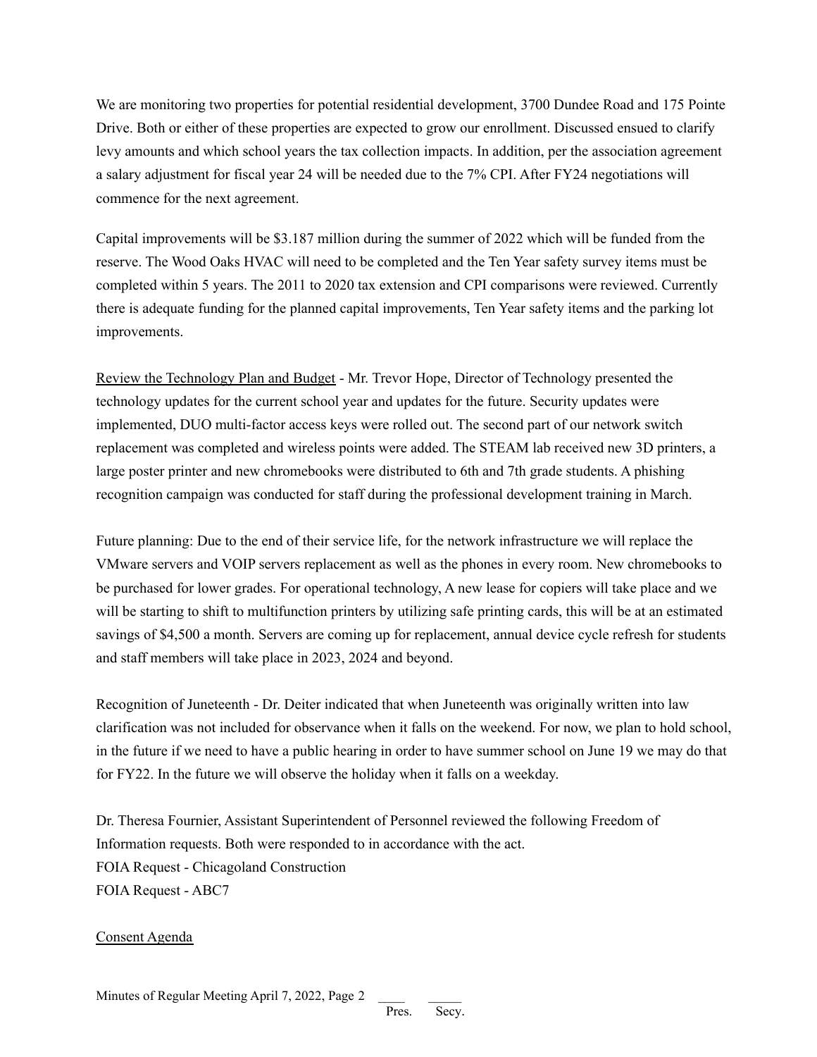We are monitoring two properties for potential residential development, 3700 Dundee Road and 175 Pointe Drive. Both or either of these properties are expected to grow our enrollment. Discussed ensued to clarify levy amounts and which school years the tax collection impacts. In addition, per the association agreement a salary adjustment for fiscal year 24 will be needed due to the 7% CPI. After FY24 negotiations will commence for the next agreement.

Capital improvements will be $3.187 million during the summer of 2022 which will be funded from the reserve. The Wood Oaks HVAC will need to be completed and the Ten Year safety survey items must be completed within 5 years. The 2011 to 2020 tax extension and CPI comparisons were reviewed. Currently there is adequate funding for the planned capital improvements, Ten Year safety items and the parking lot improvements.

<u>Review the Technology Plan and Budget</u> - Mr. Trevor Hope, Director of Technology presented the technology updates for the current school year and updates for the future. Security updates were implemented, DUO multi-factor access keys were rolled out. The second part of our network switch replacement was completed and wireless points were added. The STEAM lab received new 3D printers, a large poster printer and new chromebooks were distributed to 6th and 7th grade students. A phishing recognition campaign was conducted for staff during the professional development training in March.

Future planning: Due to the end of their service life, for the network infrastructure we will replace the VMware servers and VOIP servers replacement as well as the phones in every room. New chromebooks to be purchased for lower grades. For operational technology, A new lease for copiers will take place and we will be starting to shift to multifunction printers by utilizing safe printing cards, this will be at an estimated savings of $4,500 a month. Servers are coming up for replacement, annual device cycle refresh for students and staff members will take place in 2023, 2024 and beyond.

Recognition of Juneteenth - Dr. Deiter indicated that when Juneteenth was originally written into law clarification was not included for observance when it falls on the weekend. For now, we plan to hold school, in the future if we need to have a public hearing in order to have summer school on June 19 we may do that for FY22. In the future we will observe the holiday when it falls on a weekday.

Dr. Theresa Fournier, Assistant Superintendent of Personnel reviewed the following Freedom of Information requests. Both were responded to in accordance with the act.
FOIA Request - Chicagoland Construction
FOIA Request - ABC7

<u>Consent Agenda</u>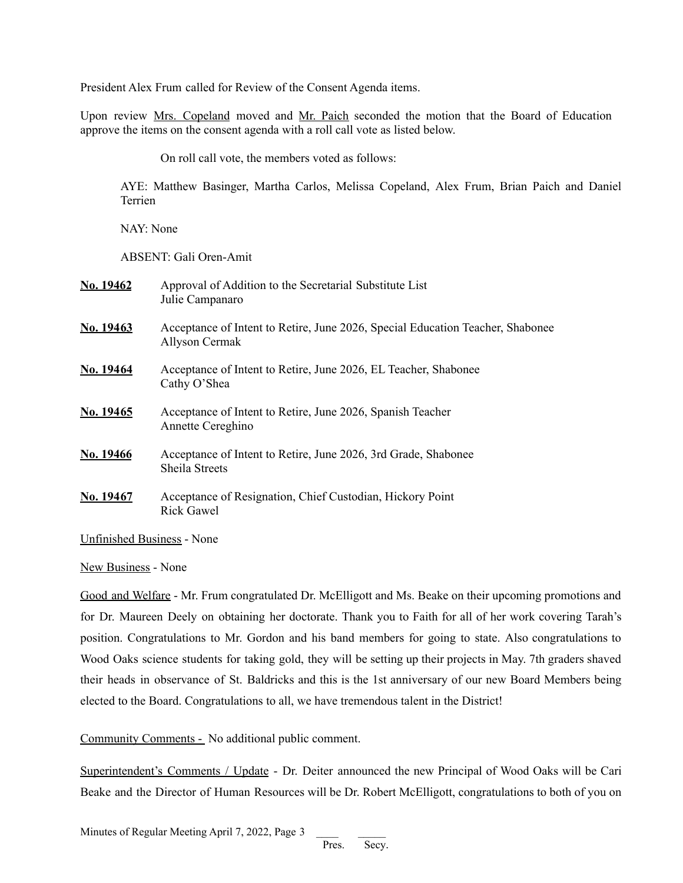President Alex Frum called for Review of the Consent Agenda items.

Upon review <u>Mrs. Copeland</u> moved and <u>Mr. Paich</u> seconded the motion that the Board of Education approve the items on the consent agenda with a roll call vote as listed below.

On roll call vote, the members voted as follows:

AYE: Matthew Basinger, Martha Carlos, Melissa Copeland, Alex Frum, Brian Paich and Daniel Terrien

NAY: None

ABSENT: Gali Oren-Amit

**No. 19462** Approval of Addition to the Secretarial Substitute List
Julie Campanaro

**No. 19463** Acceptance of Intent to Retire, June 2026, Special Education Teacher, Shabonee
Allyson Cermak

**No. 19464** Acceptance of Intent to Retire, June 2026, EL Teacher, Shabonee
Cathy O'Shea

**No. 19465** Acceptance of Intent to Retire, June 2026, Spanish Teacher
Annette Cereghino

**No. 19466** Acceptance of Intent to Retire, June 2026, 3rd Grade, Shabonee
Sheila Streets

**No. 19467** Acceptance of Resignation, Chief Custodian, Hickory Point
Rick Gawel

<u>Unfinished Business</u> - None

<u>New Business</u> - None

<u>Good and Welfare</u> - Mr. Frum congratulated Dr. McElligott and Ms. Beake on their upcoming promotions and for Dr. Maureen Deely on obtaining her doctorate. Thank you to Faith for all of her work covering Tarah's position. Congratulations to Mr. Gordon and his band members for going to state. Also congratulations to Wood Oaks science students for taking gold, they will be setting up their projects in May. 7th graders shaved their heads in observance of St. Baldricks and this is the 1st anniversary of our new Board Members being elected to the Board. Congratulations to all, we have tremendous talent in the District!

<u>Community Comments -</u> No additional public comment.

<u>Superintendent's Comments / Update</u> - Dr. Deiter announced the new Principal of Wood Oaks will be Cari Beake and the Director of Human Resources will be Dr. Robert McElligott, congratulations to both of you on

Minutes of Regular Meeting April 7, 2022, Page 3 ____ _____
Pres. Secy.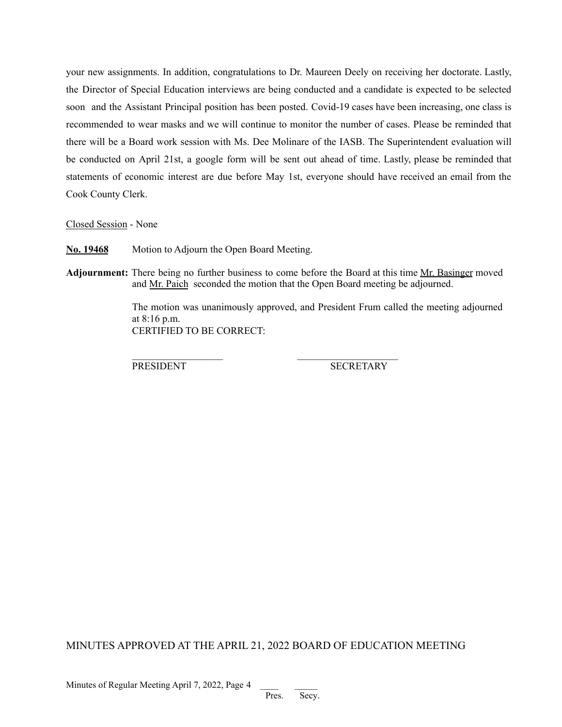your new assignments. In addition, congratulations to Dr. Maureen Deely on receiving her doctorate. Lastly, the Director of Special Education interviews are being conducted and a candidate is expected to be selected soon and the Assistant Principal position has been posted. Covid-19 cases have been increasing, one class is recommended to wear masks and we will continue to monitor the number of cases. Please be reminded that there will be a Board work session with Ms. Dee Molinare of the IASB. The Superintendent evaluation will be conducted on April 21st, a google form will be sent out ahead of time. Lastly, please be reminded that statements of economic interest are due before May 1st, everyone should have received an email from the Cook County Clerk.

Closed Session - None

**No. 19468** Motion to Adjourn the Open Board Meeting.

**Adjournment:** There being no further business to come before the Board at this time Mr. Basinger moved and Mr. Paich seconded the motion that the Open Board meeting be adjourned.

The motion was unanimously approved, and President Frum called the meeting adjourned at 8:16 p.m.
CERTIFIED TO BE CORRECT:

__________________ ____________________
PRESIDENT SECRETARY

MINUTES APPROVED AT THE APRIL 21, 2022 BOARD OF EDUCATION MEETING

Minutes of Regular Meeting April 7, 2022, Page 4 ____ _____
Pres. Secy.